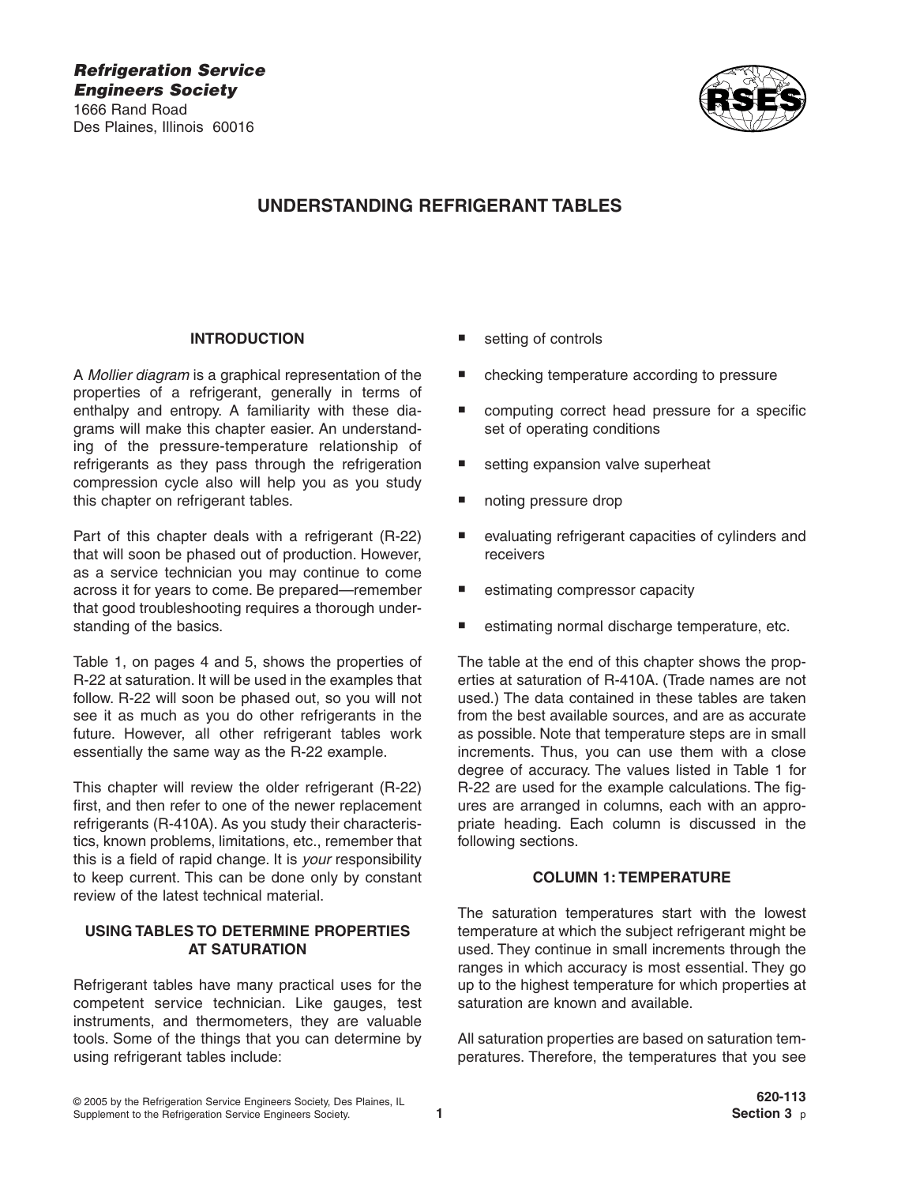**_Refrigeration Service Engineers Society_**
1666 Rand Road
Des Plaines, Illinois 60016

# UNDERSTANDING REFRIGERANT TABLES

## INTRODUCTION

A *Mollier diagram* is a graphical representation of the properties of a refrigerant, generally in terms of enthalpy and entropy. A familiarity with these diagrams will make this chapter easier. An understanding of the pressure-temperature relationship of refrigerants as they pass through the refrigeration compression cycle also will help you as you study this chapter on refrigerant tables.

Part of this chapter deals with a refrigerant (R-22) that will soon be phased out of production. However, as a service technician you may continue to come across it for years to come. Be prepared—remember that good troubleshooting requires a thorough understanding of the basics.

Table 1, on pages 4 and 5, shows the properties of R-22 at saturation. It will be used in the examples that follow. R-22 will soon be phased out, so you will not see it as much as you do other refrigerants in the future. However, all other refrigerant tables work essentially the same way as the R-22 example.

This chapter will review the older refrigerant (R-22) first, and then refer to one of the newer replacement refrigerants (R-410A). As you study their characteristics, known problems, limitations, etc., remember that this is a field of rapid change. It is *your* responsibility to keep current. This can be done only by constant review of the latest technical material.

## USING TABLES TO DETERMINE PROPERTIES AT SATURATION

Refrigerant tables have many practical uses for the competent service technician. Like gauges, test instruments, and thermometers, they are valuable tools. Some of the things that you can determine by using refrigerant tables include:

- setting of controls
- checking temperature according to pressure
- computing correct head pressure for a specific set of operating conditions
- setting expansion valve superheat
- noting pressure drop
- evaluating refrigerant capacities of cylinders and receivers
- estimating compressor capacity
- estimating normal discharge temperature, etc.

The table at the end of this chapter shows the properties at saturation of R-410A. (Trade names are not used.) The data contained in these tables are taken from the best available sources, and are as accurate as possible. Note that temperature steps are in small increments. Thus, you can use them with a close degree of accuracy. The values listed in Table 1 for R-22 are used for the example calculations. The figures are arranged in columns, each with an appropriate heading. Each column is discussed in the following sections.

## COLUMN 1: TEMPERATURE

The saturation temperatures start with the lowest temperature at which the subject refrigerant might be used. They continue in small increments through the ranges in which accuracy is most essential. They go up to the highest temperature for which properties at saturation are known and available.

All saturation properties are based on saturation temperatures. Therefore, the temperatures that you see

© 2005 by the Refrigeration Service Engineers Society, Des Plaines, IL
Supplement to the Refrigeration Service Engineers Society.

620-113
Section 3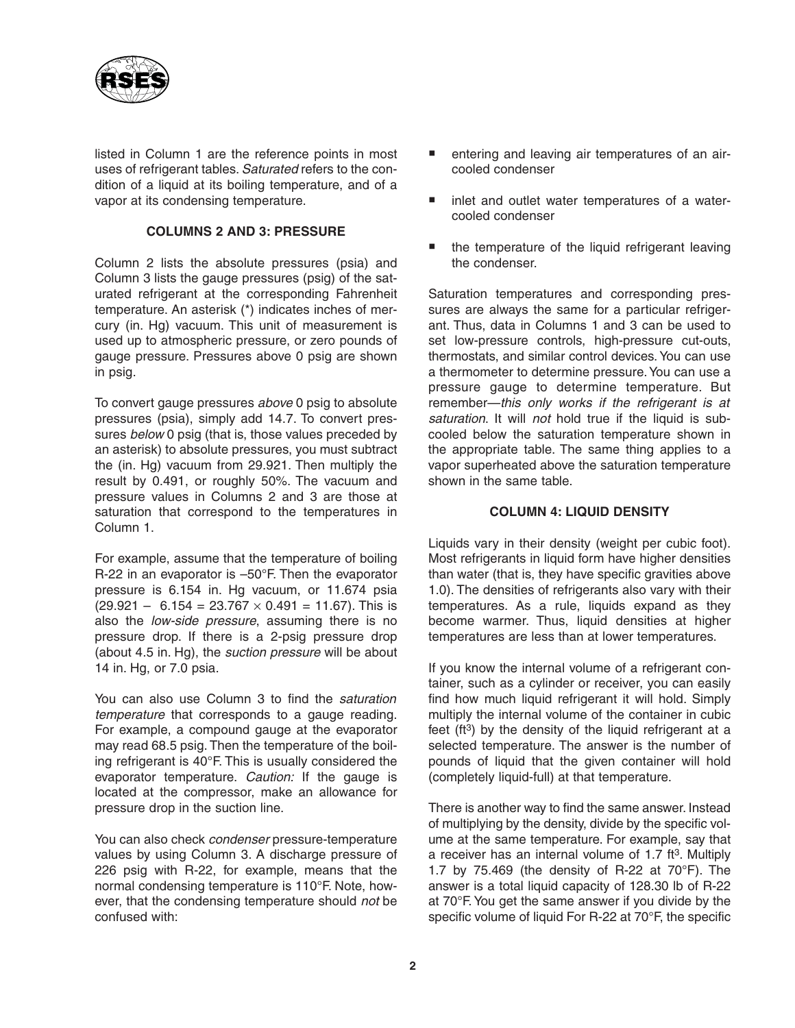listed in Column 1 are the reference points in most uses of refrigerant tables. *Saturated* refers to the condition of a liquid at its boiling temperature, and of a vapor at its condensing temperature.

### COLUMNS 2 AND 3: PRESSURE

Column 2 lists the absolute pressures (psia) and Column 3 lists the gauge pressures (psig) of the saturated refrigerant at the corresponding Fahrenheit temperature. An asterisk (*) indicates inches of mercury (in. Hg) vacuum. This unit of measurement is used up to atmospheric pressure, or zero pounds of gauge pressure. Pressures above 0 psig are shown in psig.

To convert gauge pressures *above* 0 psig to absolute pressures (psia), simply add 14.7. To convert pressures *below* 0 psig (that is, those values preceded by an asterisk) to absolute pressures, you must subtract the (in. Hg) vacuum from 29.921. Then multiply the result by 0.491, or roughly 50%. The vacuum and pressure values in Columns 2 and 3 are those at saturation that correspond to the temperatures in Column 1.

For example, assume that the temperature of boiling R-22 in an evaporator is –50°F. Then the evaporator pressure is 6.154 in. Hg vacuum, or 11.674 psia ($29.921 - 6.154 = 23.767 \times 0.491 = 11.67$). This is also the *low-side pressure*, assuming there is no pressure drop. If there is a 2-psig pressure drop (about 4.5 in. Hg), the *suction pressure* will be about 14 in. Hg, or 7.0 psia.

You can also use Column 3 to find the *saturation temperature* that corresponds to a gauge reading. For example, a compound gauge at the evaporator may read 68.5 psig. Then the temperature of the boiling refrigerant is 40°F. This is usually considered the evaporator temperature. *Caution:* If the gauge is located at the compressor, make an allowance for pressure drop in the suction line.

You can also check *condenser* pressure-temperature values by using Column 3. A discharge pressure of 226 psig with R-22, for example, means that the normal condensing temperature is 110°F. Note, however, that the condensing temperature should *not* be confused with:

- entering and leaving air temperatures of an air-cooled condenser
- inlet and outlet water temperatures of a water-cooled condenser
- the temperature of the liquid refrigerant leaving the condenser.

Saturation temperatures and corresponding pressures are always the same for a particular refrigerant. Thus, data in Columns 1 and 3 can be used to set low-pressure controls, high-pressure cut-outs, thermostats, and similar control devices. You can use a thermometer to determine pressure. You can use a pressure gauge to determine temperature. But remember—*this only works if the refrigerant is at saturation*. It will *not* hold true if the liquid is subcooled below the saturation temperature shown in the appropriate table. The same thing applies to a vapor superheated above the saturation temperature shown in the same table.

### COLUMN 4: LIQUID DENSITY

Liquids vary in their density (weight per cubic foot). Most refrigerants in liquid form have higher densities than water (that is, they have specific gravities above 1.0). The densities of refrigerants also vary with their temperatures. As a rule, liquids expand as they become warmer. Thus, liquid densities at higher temperatures are less than at lower temperatures.

If you know the internal volume of a refrigerant container, such as a cylinder or receiver, you can easily find how much liquid refrigerant it will hold. Simply multiply the internal volume of the container in cubic feet ($ft^3$) by the density of the liquid refrigerant at a selected temperature. The answer is the number of pounds of liquid that the given container will hold (completely liquid-full) at that temperature.

There is another way to find the same answer. Instead of multiplying by the density, divide by the specific volume at the same temperature. For example, say that a receiver has an internal volume of 1.7 $ft^3$. Multiply 1.7 by 75.469 (the density of R-22 at 70°F). The answer is a total liquid capacity of 128.30 lb of R-22 at 70°F. You get the same answer if you divide by the specific volume of liquid For R-22 at 70°F, the specific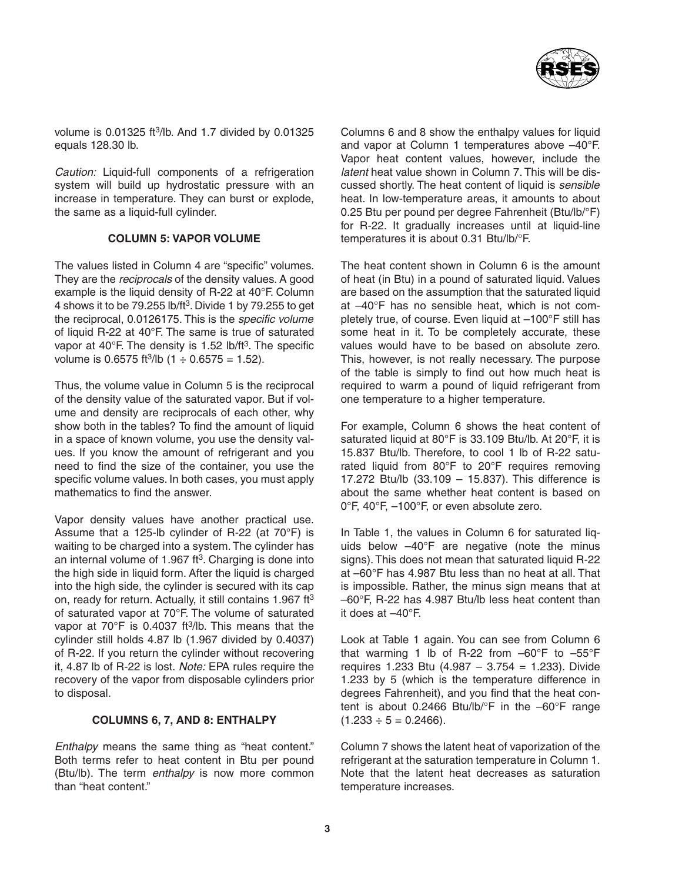volume is 0.01325 ft$^3$/lb. And 1.7 divided by 0.01325 equals 128.30 lb.

*Caution:* Liquid-full components of a refrigeration system will build up hydrostatic pressure with an increase in temperature. They can burst or explode, the same as a liquid-full cylinder.

### COLUMN 5: VAPOR VOLUME

The values listed in Column 4 are “specific” volumes. They are the *reciprocals* of the density values. A good example is the liquid density of R-22 at 40°F. Column 4 shows it to be 79.255 lb/ft$^3$. Divide 1 by 79.255 to get the reciprocal, 0.0126175. This is the *specific volume* of liquid R-22 at 40°F. The same is true of saturated vapor at 40°F. The density is 1.52 lb/ft$^3$. The specific volume is 0.6575 ft$^3$/lb (1 ÷ 0.6575 = 1.52).

Thus, the volume value in Column 5 is the reciprocal of the density value of the saturated vapor. But if volume and density are reciprocals of each other, why show both in the tables? To find the amount of liquid in a space of known volume, you use the density values. If you know the amount of refrigerant and you need to find the size of the container, you use the specific volume values. In both cases, you must apply mathematics to find the answer.

Vapor density values have another practical use. Assume that a 125-lb cylinder of R-22 (at 70°F) is waiting to be charged into a system. The cylinder has an internal volume of 1.967 ft$^3$. Charging is done into the high side in liquid form. After the liquid is charged into the high side, the cylinder is secured with its cap on, ready for return. Actually, it still contains 1.967 ft$^3$ of saturated vapor at 70°F. The volume of saturated vapor at 70°F is 0.4037 ft$^3$/lb. This means that the cylinder still holds 4.87 lb (1.967 divided by 0.4037) of R-22. If you return the cylinder without recovering it, 4.87 lb of R-22 is lost. *Note:* EPA rules require the recovery of the vapor from disposable cylinders prior to disposal.

### COLUMNS 6, 7, AND 8: ENTHALPY

*Enthalpy* means the same thing as “heat content.” Both terms refer to heat content in Btu per pound (Btu/lb). The term *enthalpy* is now more common than “heat content.”

Columns 6 and 8 show the enthalpy values for liquid and vapor at Column 1 temperatures above –40°F. Vapor heat content values, however, include the *latent* heat value shown in Column 7. This will be discussed shortly. The heat content of liquid is *sensible* heat. In low-temperature areas, it amounts to about 0.25 Btu per pound per degree Fahrenheit (Btu/lb/°F) for R-22. It gradually increases until at liquid-line temperatures it is about 0.31 Btu/lb/°F.

The heat content shown in Column 6 is the amount of heat (in Btu) in a pound of saturated liquid. Values are based on the assumption that the saturated liquid at –40°F has no sensible heat, which is not completely true, of course. Even liquid at –100°F still has some heat in it. To be completely accurate, these values would have to be based on absolute zero. This, however, is not really necessary. The purpose of the table is simply to find out how much heat is required to warm a pound of liquid refrigerant from one temperature to a higher temperature.

For example, Column 6 shows the heat content of saturated liquid at 80°F is 33.109 Btu/lb. At 20°F, it is 15.837 Btu/lb. Therefore, to cool 1 lb of R-22 saturated liquid from 80°F to 20°F requires removing 17.272 Btu/lb (33.109 – 15.837). This difference is about the same whether heat content is based on 0°F, 40°F, –100°F, or even absolute zero.

In Table 1, the values in Column 6 for saturated liquids below –40°F are negative (note the minus signs). This does not mean that saturated liquid R-22 at –60°F has 4.987 Btu less than no heat at all. That is impossible. Rather, the minus sign means that at –60°F, R-22 has 4.987 Btu/lb less heat content than it does at –40°F.

Look at Table 1 again. You can see from Column 6 that warming 1 lb of R-22 from –60°F to –55°F requires 1.233 Btu (4.987 – 3.754 = 1.233). Divide 1.233 by 5 (which is the temperature difference in degrees Fahrenheit), and you find that the heat content is about 0.2466 Btu/lb/°F in the –60°F range (1.233 ÷ 5 = 0.2466).

Column 7 shows the latent heat of vaporization of the refrigerant at the saturation temperature in Column 1. Note that the latent heat decreases as saturation temperature increases.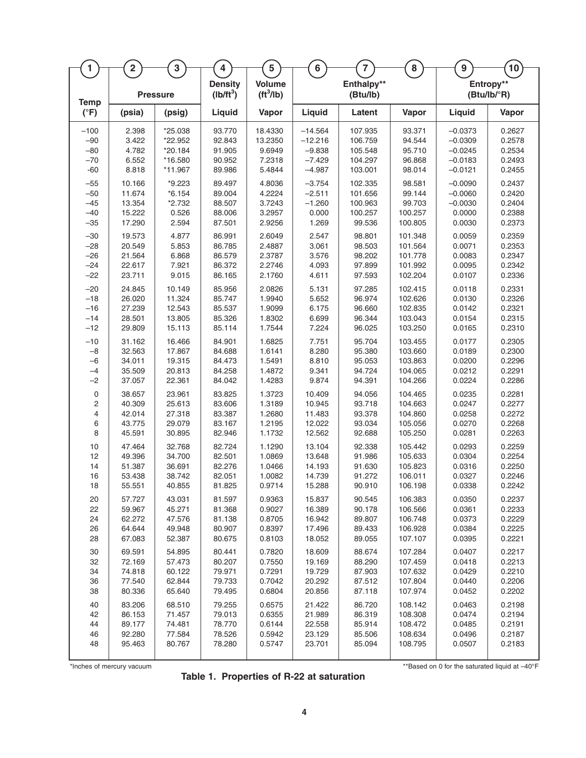| 1 | 2 | 3 | 4 | 5 | 6 | 7 | 8 | 9 | 10 |
|---|---|---|---|---|---|---|---|---|---|
| Temp | Pressure | | Density (lb/ft$^3$) | Volume (ft$^3$/lb) | Enthalpy** (Btu/lb) | | | Entropy** (Btu/lb/°R) | |
| (°F) | (psia) | (psig) | Liquid | Vapor | Liquid | Latent | Vapor | Liquid | Vapor |
| –100 | 2.398 | *25.038 | 93.770 | 18.4330 | –14.564 | 107.935 | 93.371 | –0.0373 | 0.2627 |
| –90 | 3.422 | *22.952 | 92.843 | 13.2350 | –12.216 | 106.759 | 94.544 | –0.0309 | 0.2578 |
| –80 | 4.782 | *20.184 | 91.905 | 9.6949 | –9.838 | 105.548 | 95.710 | –0.0245 | 0.2534 |
| –70 | 6.552 | *16.580 | 90.952 | 7.2318 | –7.429 | 104.297 | 96.868 | –0.0183 | 0.2493 |
| -60 | 8.818 | *11.967 | 89.986 | 5.4844 | –4.987 | 103.001 | 98.014 | –0.0121 | 0.2455 |
| –55 | 10.166 | *9.223 | 89.497 | 4.8036 | –3.754 | 102.335 | 98.581 | –0.0090 | 0.2437 |
| –50 | 11.674 | *6.154 | 89.004 | 4.2224 | –2.511 | 101.656 | 99.144 | –0.0060 | 0.2420 |
| –45 | 13.354 | *2.732 | 88.507 | 3.7243 | –1.260 | 100.963 | 99.703 | –0.0030 | 0.2404 |
| –40 | 15.222 | 0.526 | 88.006 | 3.2957 | 0.000 | 100.257 | 100.257 | 0.0000 | 0.2388 |
| –35 | 17.290 | 2.594 | 87.501 | 2.9256 | 1.269 | 99.536 | 100.805 | 0.0030 | 0.2373 |
| –30 | 19.573 | 4.877 | 86.991 | 2.6049 | 2.547 | 98.801 | 101.348 | 0.0059 | 0.2359 |
| –28 | 20.549 | 5.853 | 86.785 | 2.4887 | 3.061 | 98.503 | 101.564 | 0.0071 | 0.2353 |
| –26 | 21.564 | 6.868 | 86.579 | 2.3787 | 3.576 | 98.202 | 101.778 | 0.0083 | 0.2347 |
| –24 | 22.617 | 7.921 | 86.372 | 2.2746 | 4.093 | 97.899 | 101.992 | 0.0095 | 0.2342 |
| –22 | 23.711 | 9.015 | 86.165 | 2.1760 | 4.611 | 97.593 | 102.204 | 0.0107 | 0.2336 |
| –20 | 24.845 | 10.149 | 85.956 | 2.0826 | 5.131 | 97.285 | 102.415 | 0.0118 | 0.2331 |
| –18 | 26.020 | 11.324 | 85.747 | 1.9940 | 5.652 | 96.974 | 102.626 | 0.0130 | 0.2326 |
| –16 | 27.239 | 12.543 | 85.537 | 1.9099 | 6.175 | 96.660 | 102.835 | 0.0142 | 0.2321 |
| –14 | 28.501 | 13.805 | 85.326 | 1.8302 | 6.699 | 96.344 | 103.043 | 0.0154 | 0.2315 |
| –12 | 29.809 | 15.113 | 85.114 | 1.7544 | 7.224 | 96.025 | 103.250 | 0.0165 | 0.2310 |
| –10 | 31.162 | 16.466 | 84.901 | 1.6825 | 7.751 | 95.704 | 103.455 | 0.0177 | 0.2305 |
| –8 | 32.563 | 17.867 | 84.688 | 1.6141 | 8.280 | 95.380 | 103.660 | 0.0189 | 0.2300 |
| –6 | 34.011 | 19.315 | 84.473 | 1.5491 | 8.810 | 95.053 | 103.863 | 0.0200 | 0.2296 |
| –4 | 35.509 | 20.813 | 84.258 | 1.4872 | 9.341 | 94.724 | 104.065 | 0.0212 | 0.2291 |
| –2 | 37.057 | 22.361 | 84.042 | 1.4283 | 9.874 | 94.391 | 104.266 | 0.0224 | 0.2286 |
| 0 | 38.657 | 23.961 | 83.825 | 1.3723 | 10.409 | 94.056 | 104.465 | 0.0235 | 0.2281 |
| 2 | 40.309 | 25.613 | 83.606 | 1.3189 | 10.945 | 93.718 | 104.663 | 0.0247 | 0.2277 |
| 4 | 42.014 | 27.318 | 83.387 | 1.2680 | 11.483 | 93.378 | 104.860 | 0.0258 | 0.2272 |
| 6 | 43.775 | 29.079 | 83.167 | 1.2195 | 12.022 | 93.034 | 105.056 | 0.0270 | 0.2268 |
| 8 | 45.591 | 30.895 | 82.946 | 1.1732 | 12.562 | 92.688 | 105.250 | 0.0281 | 0.2263 |
| 10 | 47.464 | 32.768 | 82.724 | 1.1290 | 13.104 | 92.338 | 105.442 | 0.0293 | 0.2259 |
| 12 | 49.396 | 34.700 | 82.501 | 1.0869 | 13.648 | 91.986 | 105.633 | 0.0304 | 0.2254 |
| 14 | 51.387 | 36.691 | 82.276 | 1.0466 | 14.193 | 91.630 | 105.823 | 0.0316 | 0.2250 |
| 16 | 53.438 | 38.742 | 82.051 | 1.0082 | 14.739 | 91.272 | 106.011 | 0.0327 | 0.2246 |
| 18 | 55.551 | 40.855 | 81.825 | 0.9714 | 15.288 | 90.910 | 106.198 | 0.0338 | 0.2242 |
| 20 | 57.727 | 43.031 | 81.597 | 0.9363 | 15.837 | 90.545 | 106.383 | 0.0350 | 0.2237 |
| 22 | 59.967 | 45.271 | 81.368 | 0.9027 | 16.389 | 90.178 | 106.566 | 0.0361 | 0.2233 |
| 24 | 62.272 | 47.576 | 81.138 | 0.8705 | 16.942 | 89.807 | 106.748 | 0.0373 | 0.2229 |
| 26 | 64.644 | 49.948 | 80.907 | 0.8397 | 17.496 | 89.433 | 106.928 | 0.0384 | 0.2225 |
| 28 | 67.083 | 52.387 | 80.675 | 0.8103 | 18.052 | 89.055 | 107.107 | 0.0395 | 0.2221 |
| 30 | 69.591 | 54.895 | 80.441 | 0.7820 | 18.609 | 88.674 | 107.284 | 0.0407 | 0.2217 |
| 32 | 72.169 | 57.473 | 80.207 | 0.7550 | 19.169 | 88.290 | 107.459 | 0.0418 | 0.2213 |
| 34 | 74.818 | 60.122 | 79.971 | 0.7291 | 19.729 | 87.903 | 107.632 | 0.0429 | 0.2210 |
| 36 | 77.540 | 62.844 | 79.733 | 0.7042 | 20.292 | 87.512 | 107.804 | 0.0440 | 0.2206 |
| 38 | 80.336 | 65.640 | 79.495 | 0.6804 | 20.856 | 87.118 | 107.974 | 0.0452 | 0.2202 |
| 40 | 83.206 | 68.510 | 79.255 | 0.6575 | 21.422 | 86.720 | 108.142 | 0.0463 | 0.2198 |
| 42 | 86.153 | 71.457 | 79.013 | 0.6355 | 21.989 | 86.319 | 108.308 | 0.0474 | 0.2194 |
| 44 | 89.177 | 74.481 | 78.770 | 0.6144 | 22.558 | 85.914 | 108.472 | 0.0485 | 0.2191 |
| 46 | 92.280 | 77.584 | 78.526 | 0.5942 | 23.129 | 85.506 | 108.634 | 0.0496 | 0.2187 |
| 48 | 95.463 | 80.767 | 78.280 | 0.5747 | 23.701 | 85.094 | 108.795 | 0.0507 | 0.2183 |

*Inches of mercury vacuum

**Based on 0 for the saturated liquid at –40°F

**Table 1. Properties of R-22 at saturation**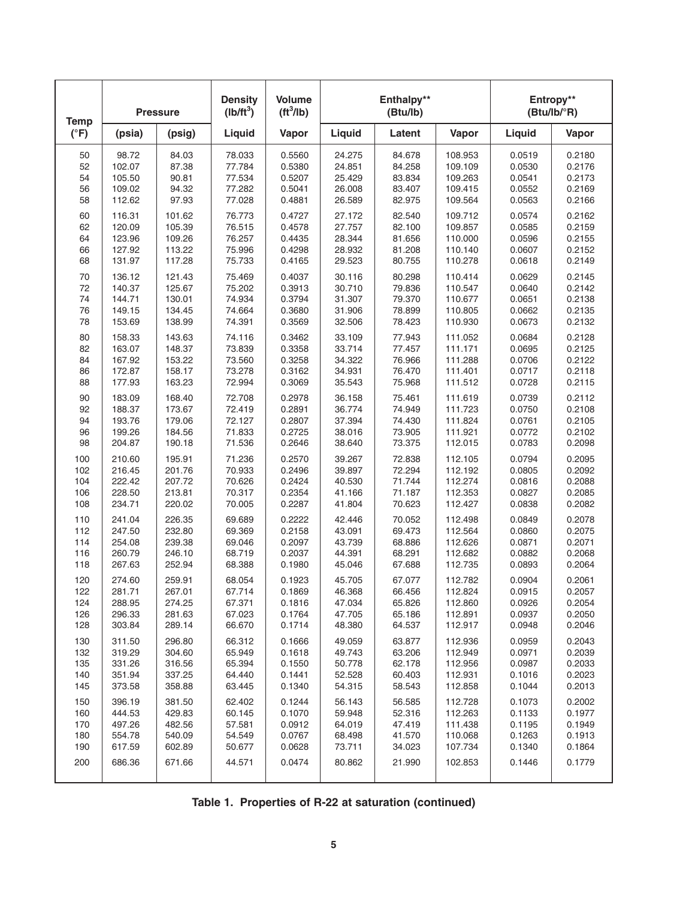| Temp | Pressure | | Density ($lb/ft^3$) | Volume ($ft^3/lb$) | Enthalpy** (Btu/lb) | | | Entropy** (Btu/lb/°R) | |
|---|---|---|---|---|---|---|---|---|---|
| (°F) | (psia) | (psig) | Liquid | Vapor | Liquid | Latent | Vapor | Liquid | Vapor |
| 50 | 98.72 | 84.03 | 78.033 | 0.5560 | 24.275 | 84.678 | 108.953 | 0.0519 | 0.2180 |
| 52 | 102.07 | 87.38 | 77.784 | 0.5380 | 24.851 | 84.258 | 109.109 | 0.0530 | 0.2176 |
| 54 | 105.50 | 90.81 | 77.534 | 0.5207 | 25.429 | 83.834 | 109.263 | 0.0541 | 0.2173 |
| 56 | 109.02 | 94.32 | 77.282 | 0.5041 | 26.008 | 83.407 | 109.415 | 0.0552 | 0.2169 |
| 58 | 112.62 | 97.93 | 77.028 | 0.4881 | 26.589 | 82.975 | 109.564 | 0.0563 | 0.2166 |
| 60 | 116.31 | 101.62 | 76.773 | 0.4727 | 27.172 | 82.540 | 109.712 | 0.0574 | 0.2162 |
| 62 | 120.09 | 105.39 | 76.515 | 0.4578 | 27.757 | 82.100 | 109.857 | 0.0585 | 0.2159 |
| 64 | 123.96 | 109.26 | 76.257 | 0.4435 | 28.344 | 81.656 | 110.000 | 0.0596 | 0.2155 |
| 66 | 127.92 | 113.22 | 75.996 | 0.4298 | 28.932 | 81.208 | 110.140 | 0.0607 | 0.2152 |
| 68 | 131.97 | 117.28 | 75.733 | 0.4165 | 29.523 | 80.755 | 110.278 | 0.0618 | 0.2149 |
| 70 | 136.12 | 121.43 | 75.469 | 0.4037 | 30.116 | 80.298 | 110.414 | 0.0629 | 0.2145 |
| 72 | 140.37 | 125.67 | 75.202 | 0.3913 | 30.710 | 79.836 | 110.547 | 0.0640 | 0.2142 |
| 74 | 144.71 | 130.01 | 74.934 | 0.3794 | 31.307 | 79.370 | 110.677 | 0.0651 | 0.2138 |
| 76 | 149.15 | 134.45 | 74.664 | 0.3680 | 31.906 | 78.899 | 110.805 | 0.0662 | 0.2135 |
| 78 | 153.69 | 138.99 | 74.391 | 0.3569 | 32.506 | 78.423 | 110.930 | 0.0673 | 0.2132 |
| 80 | 158.33 | 143.63 | 74.116 | 0.3462 | 33.109 | 77.943 | 111.052 | 0.0684 | 0.2128 |
| 82 | 163.07 | 148.37 | 73.839 | 0.3358 | 33.714 | 77.457 | 111.171 | 0.0695 | 0.2125 |
| 84 | 167.92 | 153.22 | 73.560 | 0.3258 | 34.322 | 76.966 | 111.288 | 0.0706 | 0.2122 |
| 86 | 172.87 | 158.17 | 73.278 | 0.3162 | 34.931 | 76.470 | 111.401 | 0.0717 | 0.2118 |
| 88 | 177.93 | 163.23 | 72.994 | 0.3069 | 35.543 | 75.968 | 111.512 | 0.0728 | 0.2115 |
| 90 | 183.09 | 168.40 | 72.708 | 0.2978 | 36.158 | 75.461 | 111.619 | 0.0739 | 0.2112 |
| 92 | 188.37 | 173.67 | 72.419 | 0.2891 | 36.774 | 74.949 | 111.723 | 0.0750 | 0.2108 |
| 94 | 193.76 | 179.06 | 72.127 | 0.2807 | 37.394 | 74.430 | 111.824 | 0.0761 | 0.2105 |
| 96 | 199.26 | 184.56 | 71.833 | 0.2725 | 38.016 | 73.905 | 111.921 | 0.0772 | 0.2102 |
| 98 | 204.87 | 190.18 | 71.536 | 0.2646 | 38.640 | 73.375 | 112.015 | 0.0783 | 0.2098 |
| 100 | 210.60 | 195.91 | 71.236 | 0.2570 | 39.267 | 72.838 | 112.105 | 0.0794 | 0.2095 |
| 102 | 216.45 | 201.76 | 70.933 | 0.2496 | 39.897 | 72.294 | 112.192 | 0.0805 | 0.2092 |
| 104 | 222.42 | 207.72 | 70.626 | 0.2424 | 40.530 | 71.744 | 112.274 | 0.0816 | 0.2088 |
| 106 | 228.50 | 213.81 | 70.317 | 0.2354 | 41.166 | 71.187 | 112.353 | 0.0827 | 0.2085 |
| 108 | 234.71 | 220.02 | 70.005 | 0.2287 | 41.804 | 70.623 | 112.427 | 0.0838 | 0.2082 |
| 110 | 241.04 | 226.35 | 69.689 | 0.2222 | 42.446 | 70.052 | 112.498 | 0.0849 | 0.2078 |
| 112 | 247.50 | 232.80 | 69.369 | 0.2158 | 43.091 | 69.473 | 112.564 | 0.0860 | 0.2075 |
| 114 | 254.08 | 239.38 | 69.046 | 0.2097 | 43.739 | 68.886 | 112.626 | 0.0871 | 0.2071 |
| 116 | 260.79 | 246.10 | 68.719 | 0.2037 | 44.391 | 68.291 | 112.682 | 0.0882 | 0.2068 |
| 118 | 267.63 | 252.94 | 68.388 | 0.1980 | 45.046 | 67.688 | 112.735 | 0.0893 | 0.2064 |
| 120 | 274.60 | 259.91 | 68.054 | 0.1923 | 45.705 | 67.077 | 112.782 | 0.0904 | 0.2061 |
| 122 | 281.71 | 267.01 | 67.714 | 0.1869 | 46.368 | 66.456 | 112.824 | 0.0915 | 0.2057 |
| 124 | 288.95 | 274.25 | 67.371 | 0.1816 | 47.034 | 65.826 | 112.860 | 0.0926 | 0.2054 |
| 126 | 296.33 | 281.63 | 67.023 | 0.1764 | 47.705 | 65.186 | 112.891 | 0.0937 | 0.2050 |
| 128 | 303.84 | 289.14 | 66.670 | 0.1714 | 48.380 | 64.537 | 112.917 | 0.0948 | 0.2046 |
| 130 | 311.50 | 296.80 | 66.312 | 0.1666 | 49.059 | 63.877 | 112.936 | 0.0959 | 0.2043 |
| 132 | 319.29 | 304.60 | 65.949 | 0.1618 | 49.743 | 63.206 | 112.949 | 0.0971 | 0.2039 |
| 135 | 331.26 | 316.56 | 65.394 | 0.1550 | 50.778 | 62.178 | 112.956 | 0.0987 | 0.2033 |
| 140 | 351.94 | 337.25 | 64.440 | 0.1441 | 52.528 | 60.403 | 112.931 | 0.1016 | 0.2023 |
| 145 | 373.58 | 358.88 | 63.445 | 0.1340 | 54.315 | 58.543 | 112.858 | 0.1044 | 0.2013 |
| 150 | 396.19 | 381.50 | 62.402 | 0.1244 | 56.143 | 56.585 | 112.728 | 0.1073 | 0.2002 |
| 160 | 444.53 | 429.83 | 60.145 | 0.1070 | 59.948 | 52.316 | 112.263 | 0.1133 | 0.1977 |
| 170 | 497.26 | 482.56 | 57.581 | 0.0912 | 64.019 | 47.419 | 111.438 | 0.1195 | 0.1949 |
| 180 | 554.78 | 540.09 | 54.549 | 0.0767 | 68.498 | 41.570 | 110.068 | 0.1263 | 0.1913 |
| 190 | 617.59 | 602.89 | 50.677 | 0.0628 | 73.711 | 34.023 | 107.734 | 0.1340 | 0.1864 |
| 200 | 686.36 | 671.66 | 44.571 | 0.0474 | 80.862 | 21.990 | 102.853 | 0.1446 | 0.1779 |

**Table 1. Properties of R-22 at saturation (continued)**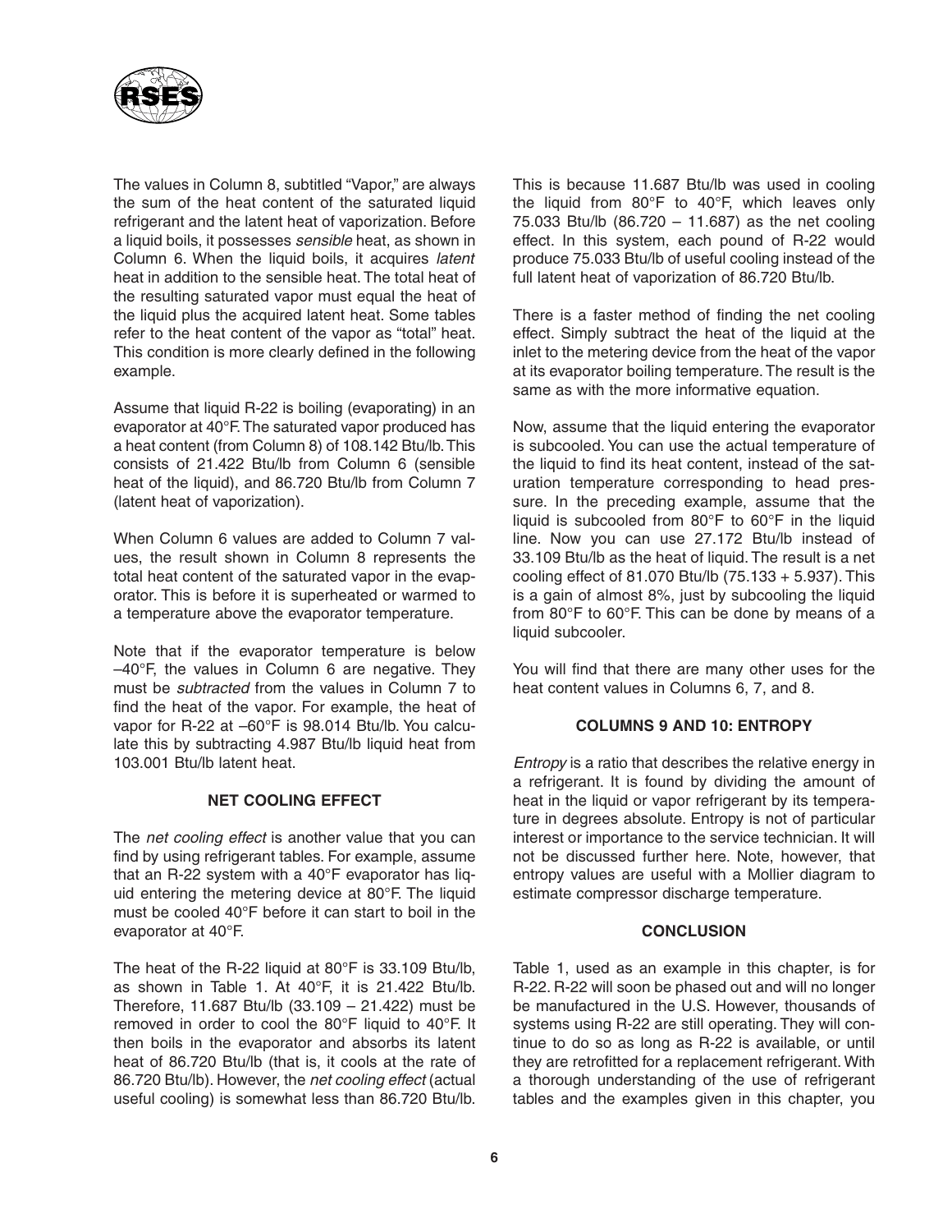The values in Column 8, subtitled "Vapor," are always the sum of the heat content of the saturated liquid refrigerant and the latent heat of vaporization. Before a liquid boils, it possesses *sensible* heat, as shown in Column 6. When the liquid boils, it acquires *latent* heat in addition to the sensible heat. The total heat of the resulting saturated vapor must equal the heat of the liquid plus the acquired latent heat. Some tables refer to the heat content of the vapor as "total" heat. This condition is more clearly defined in the following example.

Assume that liquid R-22 is boiling (evaporating) in an evaporator at 40°F. The saturated vapor produced has a heat content (from Column 8) of 108.142 Btu/lb. This consists of 21.422 Btu/lb from Column 6 (sensible heat of the liquid), and 86.720 Btu/lb from Column 7 (latent heat of vaporization).

When Column 6 values are added to Column 7 values, the result shown in Column 8 represents the total heat content of the saturated vapor in the evaporator. This is before it is superheated or warmed to a temperature above the evaporator temperature.

Note that if the evaporator temperature is below –40°F, the values in Column 6 are negative. They must be *subtracted* from the values in Column 7 to find the heat of the vapor. For example, the heat of vapor for R-22 at –60°F is 98.014 Btu/lb. You calculate this by subtracting 4.987 Btu/lb liquid heat from 103.001 Btu/lb latent heat.

### NET COOLING EFFECT

The *net cooling effect* is another value that you can find by using refrigerant tables. For example, assume that an R-22 system with a 40°F evaporator has liquid entering the metering device at 80°F. The liquid must be cooled 40°F before it can start to boil in the evaporator at 40°F.

The heat of the R-22 liquid at 80°F is 33.109 Btu/lb, as shown in Table 1. At 40°F, it is 21.422 Btu/lb. Therefore, 11.687 Btu/lb (33.109 – 21.422) must be removed in order to cool the 80°F liquid to 40°F. It then boils in the evaporator and absorbs its latent heat of 86.720 Btu/lb (that is, it cools at the rate of 86.720 Btu/lb). However, the *net cooling effect* (actual useful cooling) is somewhat less than 86.720 Btu/lb. This is because 11.687 Btu/lb was used in cooling the liquid from 80°F to 40°F, which leaves only 75.033 Btu/lb (86.720 – 11.687) as the net cooling effect. In this system, each pound of R-22 would produce 75.033 Btu/lb of useful cooling instead of the full latent heat of vaporization of 86.720 Btu/lb.

There is a faster method of finding the net cooling effect. Simply subtract the heat of the liquid at the inlet to the metering device from the heat of the vapor at its evaporator boiling temperature. The result is the same as with the more informative equation.

Now, assume that the liquid entering the evaporator is subcooled. You can use the actual temperature of the liquid to find its heat content, instead of the saturation temperature corresponding to head pressure. In the preceding example, assume that the liquid is subcooled from 80°F to 60°F in the liquid line. Now you can use 27.172 Btu/lb instead of 33.109 Btu/lb as the heat of liquid. The result is a net cooling effect of 81.070 Btu/lb (75.133 + 5.937). This is a gain of almost 8%, just by subcooling the liquid from 80°F to 60°F. This can be done by means of a liquid subcooler.

You will find that there are many other uses for the heat content values in Columns 6, 7, and 8.

### COLUMNS 9 AND 10: ENTROPY

*Entropy* is a ratio that describes the relative energy in a refrigerant. It is found by dividing the amount of heat in the liquid or vapor refrigerant by its temperature in degrees absolute. Entropy is not of particular interest or importance to the service technician. It will not be discussed further here. Note, however, that entropy values are useful with a Mollier diagram to estimate compressor discharge temperature.

### CONCLUSION

Table 1, used as an example in this chapter, is for R-22. R-22 will soon be phased out and will no longer be manufactured in the U.S. However, thousands of systems using R-22 are still operating. They will continue to do so as long as R-22 is available, or until they are retrofitted for a replacement refrigerant. With a thorough understanding of the use of refrigerant tables and the examples given in this chapter, you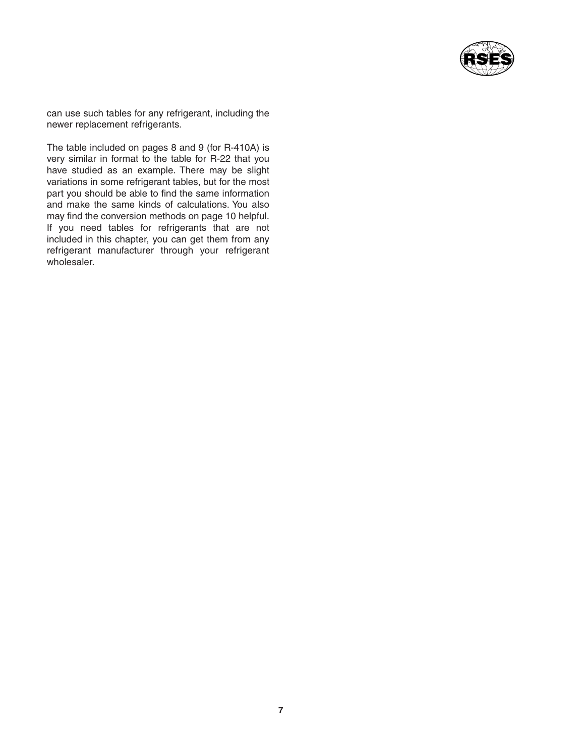can use such tables for any refrigerant, including the newer replacement refrigerants.

The table included on pages 8 and 9 (for R-410A) is very similar in format to the table for R-22 that you have studied as an example. There may be slight variations in some refrigerant tables, but for the most part you should be able to find the same information and make the same kinds of calculations. You also may find the conversion methods on page 10 helpful. If you need tables for refrigerants that are not included in this chapter, you can get them from any refrigerant manufacturer through your refrigerant wholesaler.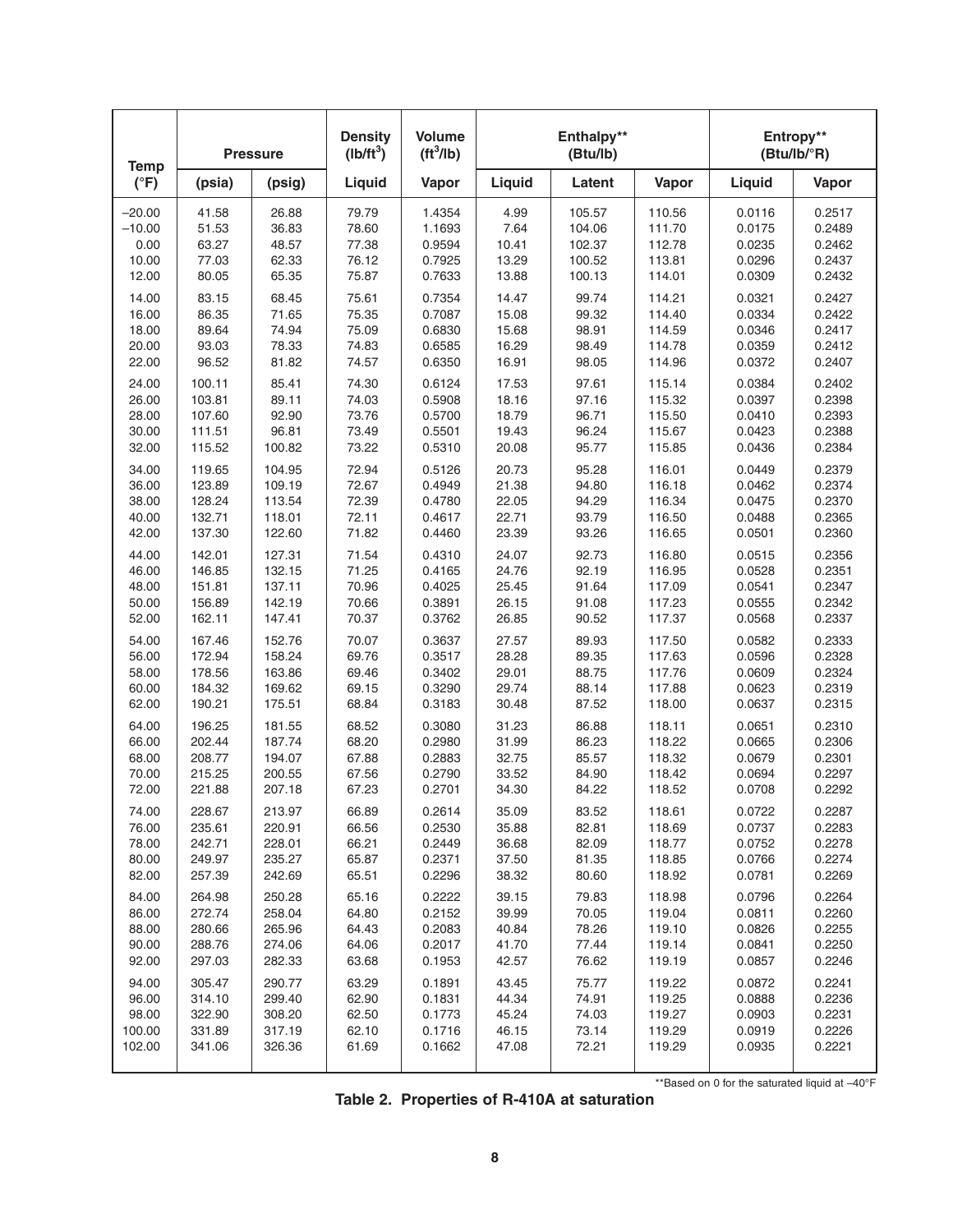| Temp | Pressure | | Density (lb/ft$^3$) | Volume (ft$^3$/lb) | Enthalpy** (Btu/lb) | | | Entropy** (Btu/lb/°R) | |
|---|---|---|---|---|---|---|---|---|---|
| (°F) | (psia) | (psig) | Liquid | Vapor | Liquid | Latent | Vapor | Liquid | Vapor |
| –20.00 | 41.58 | 26.88 | 79.79 | 1.4354 | 4.99 | 105.57 | 110.56 | 0.0116 | 0.2517 |
| –10.00 | 51.53 | 36.83 | 78.60 | 1.1693 | 7.64 | 104.06 | 111.70 | 0.0175 | 0.2489 |
| 0.00 | 63.27 | 48.57 | 77.38 | 0.9594 | 10.41 | 102.37 | 112.78 | 0.0235 | 0.2462 |
| 10.00 | 77.03 | 62.33 | 76.12 | 0.7925 | 13.29 | 100.52 | 113.81 | 0.0296 | 0.2437 |
| 12.00 | 80.05 | 65.35 | 75.87 | 0.7633 | 13.88 | 100.13 | 114.01 | 0.0309 | 0.2432 |
| 14.00 | 83.15 | 68.45 | 75.61 | 0.7354 | 14.47 | 99.74 | 114.21 | 0.0321 | 0.2427 |
| 16.00 | 86.35 | 71.65 | 75.35 | 0.7087 | 15.08 | 99.32 | 114.40 | 0.0334 | 0.2422 |
| 18.00 | 89.64 | 74.94 | 75.09 | 0.6830 | 15.68 | 98.91 | 114.59 | 0.0346 | 0.2417 |
| 20.00 | 93.03 | 78.33 | 74.83 | 0.6585 | 16.29 | 98.49 | 114.78 | 0.0359 | 0.2412 |
| 22.00 | 96.52 | 81.82 | 74.57 | 0.6350 | 16.91 | 98.05 | 114.96 | 0.0372 | 0.2407 |
| 24.00 | 100.11 | 85.41 | 74.30 | 0.6124 | 17.53 | 97.61 | 115.14 | 0.0384 | 0.2402 |
| 26.00 | 103.81 | 89.11 | 74.03 | 0.5908 | 18.16 | 97.16 | 115.32 | 0.0397 | 0.2398 |
| 28.00 | 107.60 | 92.90 | 73.76 | 0.5700 | 18.79 | 96.71 | 115.50 | 0.0410 | 0.2393 |
| 30.00 | 111.51 | 96.81 | 73.49 | 0.5501 | 19.43 | 96.24 | 115.67 | 0.0423 | 0.2388 |
| 32.00 | 115.52 | 100.82 | 73.22 | 0.5310 | 20.08 | 95.77 | 115.85 | 0.0436 | 0.2384 |
| 34.00 | 119.65 | 104.95 | 72.94 | 0.5126 | 20.73 | 95.28 | 116.01 | 0.0449 | 0.2379 |
| 36.00 | 123.89 | 109.19 | 72.67 | 0.4949 | 21.38 | 94.80 | 116.18 | 0.0462 | 0.2374 |
| 38.00 | 128.24 | 113.54 | 72.39 | 0.4780 | 22.05 | 94.29 | 116.34 | 0.0475 | 0.2370 |
| 40.00 | 132.71 | 118.01 | 72.11 | 0.4617 | 22.71 | 93.79 | 116.50 | 0.0488 | 0.2365 |
| 42.00 | 137.30 | 122.60 | 71.82 | 0.4460 | 23.39 | 93.26 | 116.65 | 0.0501 | 0.2360 |
| 44.00 | 142.01 | 127.31 | 71.54 | 0.4310 | 24.07 | 92.73 | 116.80 | 0.0515 | 0.2356 |
| 46.00 | 146.85 | 132.15 | 71.25 | 0.4165 | 24.76 | 92.19 | 116.95 | 0.0528 | 0.2351 |
| 48.00 | 151.81 | 137.11 | 70.96 | 0.4025 | 25.45 | 91.64 | 117.09 | 0.0541 | 0.2347 |
| 50.00 | 156.89 | 142.19 | 70.66 | 0.3891 | 26.15 | 91.08 | 117.23 | 0.0555 | 0.2342 |
| 52.00 | 162.11 | 147.41 | 70.37 | 0.3762 | 26.85 | 90.52 | 117.37 | 0.0568 | 0.2337 |
| 54.00 | 167.46 | 152.76 | 70.07 | 0.3637 | 27.57 | 89.93 | 117.50 | 0.0582 | 0.2333 |
| 56.00 | 172.94 | 158.24 | 69.76 | 0.3517 | 28.28 | 89.35 | 117.63 | 0.0596 | 0.2328 |
| 58.00 | 178.56 | 163.86 | 69.46 | 0.3402 | 29.01 | 88.75 | 117.76 | 0.0609 | 0.2324 |
| 60.00 | 184.32 | 169.62 | 69.15 | 0.3290 | 29.74 | 88.14 | 117.88 | 0.0623 | 0.2319 |
| 62.00 | 190.21 | 175.51 | 68.84 | 0.3183 | 30.48 | 87.52 | 118.00 | 0.0637 | 0.2315 |
| 64.00 | 196.25 | 181.55 | 68.52 | 0.3080 | 31.23 | 86.88 | 118.11 | 0.0651 | 0.2310 |
| 66.00 | 202.44 | 187.74 | 68.20 | 0.2980 | 31.99 | 86.23 | 118.22 | 0.0665 | 0.2306 |
| 68.00 | 208.77 | 194.07 | 67.88 | 0.2883 | 32.75 | 85.57 | 118.32 | 0.0679 | 0.2301 |
| 70.00 | 215.25 | 200.55 | 67.56 | 0.2790 | 33.52 | 84.90 | 118.42 | 0.0694 | 0.2297 |
| 72.00 | 221.88 | 207.18 | 67.23 | 0.2701 | 34.30 | 84.22 | 118.52 | 0.0708 | 0.2292 |
| 74.00 | 228.67 | 213.97 | 66.89 | 0.2614 | 35.09 | 83.52 | 118.61 | 0.0722 | 0.2287 |
| 76.00 | 235.61 | 220.91 | 66.56 | 0.2530 | 35.88 | 82.81 | 118.69 | 0.0737 | 0.2283 |
| 78.00 | 242.71 | 228.01 | 66.21 | 0.2449 | 36.68 | 82.09 | 118.77 | 0.0752 | 0.2278 |
| 80.00 | 249.97 | 235.27 | 65.87 | 0.2371 | 37.50 | 81.35 | 118.85 | 0.0766 | 0.2274 |
| 82.00 | 257.39 | 242.69 | 65.51 | 0.2296 | 38.32 | 80.60 | 118.92 | 0.0781 | 0.2269 |
| 84.00 | 264.98 | 250.28 | 65.16 | 0.2222 | 39.15 | 79.83 | 118.98 | 0.0796 | 0.2264 |
| 86.00 | 272.74 | 258.04 | 64.80 | 0.2152 | 39.99 | 70.05 | 119.04 | 0.0811 | 0.2260 |
| 88.00 | 280.66 | 265.96 | 64.43 | 0.2083 | 40.84 | 78.26 | 119.10 | 0.0826 | 0.2255 |
| 90.00 | 288.76 | 274.06 | 64.06 | 0.2017 | 41.70 | 77.44 | 119.14 | 0.0841 | 0.2250 |
| 92.00 | 297.03 | 282.33 | 63.68 | 0.1953 | 42.57 | 76.62 | 119.19 | 0.0857 | 0.2246 |
| 94.00 | 305.47 | 290.77 | 63.29 | 0.1891 | 43.45 | 75.77 | 119.22 | 0.0872 | 0.2241 |
| 96.00 | 314.10 | 299.40 | 62.90 | 0.1831 | 44.34 | 74.91 | 119.25 | 0.0888 | 0.2236 |
| 98.00 | 322.90 | 308.20 | 62.50 | 0.1773 | 45.24 | 74.03 | 119.27 | 0.0903 | 0.2231 |
| 100.00 | 331.89 | 317.19 | 62.10 | 0.1716 | 46.15 | 73.14 | 119.29 | 0.0919 | 0.2226 |
| 102.00 | 341.06 | 326.36 | 61.69 | 0.1662 | 47.08 | 72.21 | 119.29 | 0.0935 | 0.2221 |

**Based on 0 for the saturated liquid at –40°F

**Table 2. Properties of R-410A at saturation**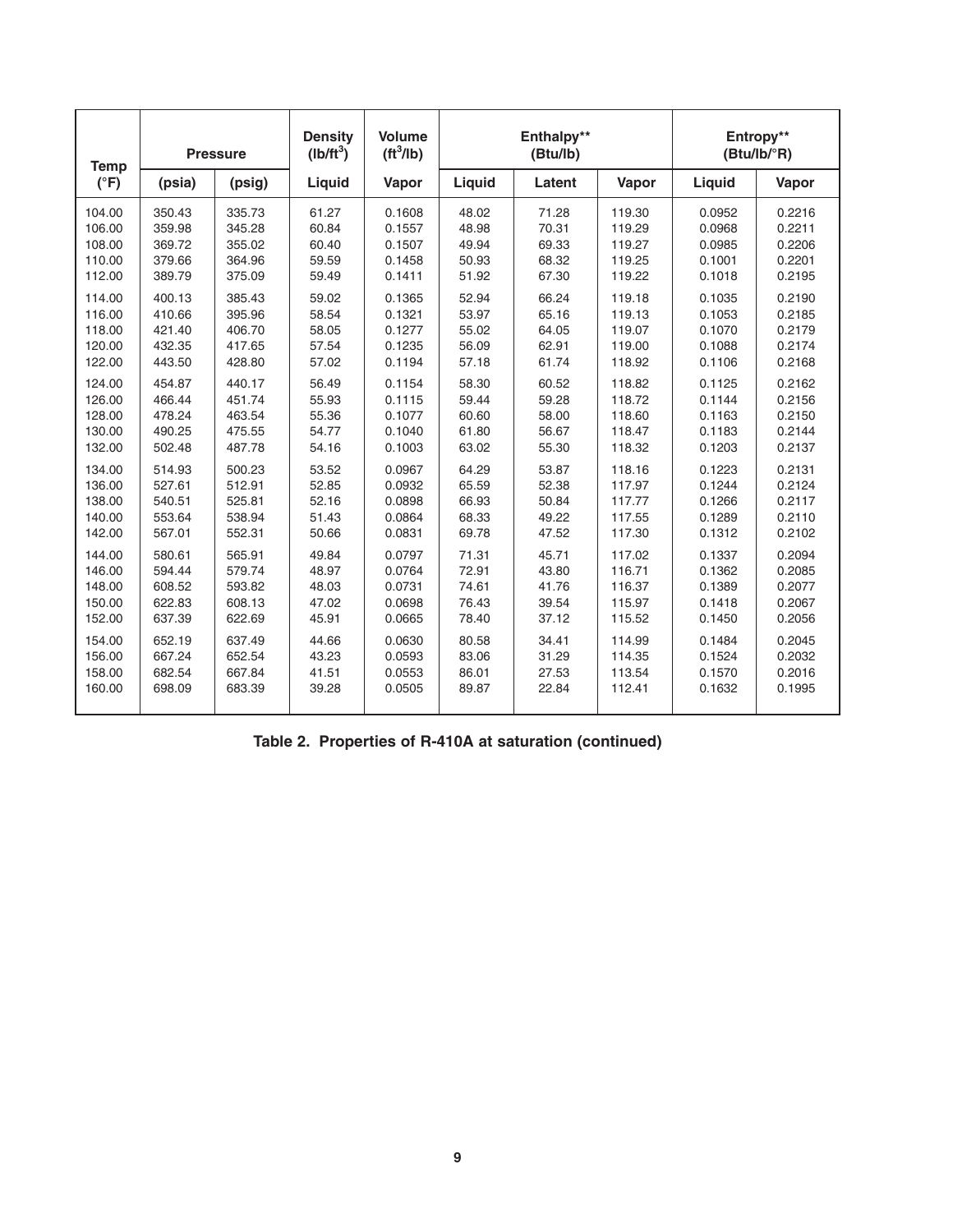| Temp (°F) | Pressure | | Density ($lb/ft^3$) | Volume ($ft^3/lb$) | Enthalpy** (Btu/lb) | | | Entropy** (Btu/lb/°R) | |
|---|---|---|---|---|---|---|---|---|---|
| | (psia) | (psig) | Liquid | Vapor | Liquid | Latent | Vapor | Liquid | Vapor |
| 104.00 | 350.43 | 335.73 | 61.27 | 0.1608 | 48.02 | 71.28 | 119.30 | 0.0952 | 0.2216 |
| 106.00 | 359.98 | 345.28 | 60.84 | 0.1557 | 48.98 | 70.31 | 119.29 | 0.0968 | 0.2211 |
| 108.00 | 369.72 | 355.02 | 60.40 | 0.1507 | 49.94 | 69.33 | 119.27 | 0.0985 | 0.2206 |
| 110.00 | 379.66 | 364.96 | 59.59 | 0.1458 | 50.93 | 68.32 | 119.25 | 0.1001 | 0.2201 |
| 112.00 | 389.79 | 375.09 | 59.49 | 0.1411 | 51.92 | 67.30 | 119.22 | 0.1018 | 0.2195 |
| 114.00 | 400.13 | 385.43 | 59.02 | 0.1365 | 52.94 | 66.24 | 119.18 | 0.1035 | 0.2190 |
| 116.00 | 410.66 | 395.96 | 58.54 | 0.1321 | 53.97 | 65.16 | 119.13 | 0.1053 | 0.2185 |
| 118.00 | 421.40 | 406.70 | 58.05 | 0.1277 | 55.02 | 64.05 | 119.07 | 0.1070 | 0.2179 |
| 120.00 | 432.35 | 417.65 | 57.54 | 0.1235 | 56.09 | 62.91 | 119.00 | 0.1088 | 0.2174 |
| 122.00 | 443.50 | 428.80 | 57.02 | 0.1194 | 57.18 | 61.74 | 118.92 | 0.1106 | 0.2168 |
| 124.00 | 454.87 | 440.17 | 56.49 | 0.1154 | 58.30 | 60.52 | 118.82 | 0.1125 | 0.2162 |
| 126.00 | 466.44 | 451.74 | 55.93 | 0.1115 | 59.44 | 59.28 | 118.72 | 0.1144 | 0.2156 |
| 128.00 | 478.24 | 463.54 | 55.36 | 0.1077 | 60.60 | 58.00 | 118.60 | 0.1163 | 0.2150 |
| 130.00 | 490.25 | 475.55 | 54.77 | 0.1040 | 61.80 | 56.67 | 118.47 | 0.1183 | 0.2144 |
| 132.00 | 502.48 | 487.78 | 54.16 | 0.1003 | 63.02 | 55.30 | 118.32 | 0.1203 | 0.2137 |
| 134.00 | 514.93 | 500.23 | 53.52 | 0.0967 | 64.29 | 53.87 | 118.16 | 0.1223 | 0.2131 |
| 136.00 | 527.61 | 512.91 | 52.85 | 0.0932 | 65.59 | 52.38 | 117.97 | 0.1244 | 0.2124 |
| 138.00 | 540.51 | 525.81 | 52.16 | 0.0898 | 66.93 | 50.84 | 117.77 | 0.1266 | 0.2117 |
| 140.00 | 553.64 | 538.94 | 51.43 | 0.0864 | 68.33 | 49.22 | 117.55 | 0.1289 | 0.2110 |
| 142.00 | 567.01 | 552.31 | 50.66 | 0.0831 | 69.78 | 47.52 | 117.30 | 0.1312 | 0.2102 |
| 144.00 | 580.61 | 565.91 | 49.84 | 0.0797 | 71.31 | 45.71 | 117.02 | 0.1337 | 0.2094 |
| 146.00 | 594.44 | 579.74 | 48.97 | 0.0764 | 72.91 | 43.80 | 116.71 | 0.1362 | 0.2085 |
| 148.00 | 608.52 | 593.82 | 48.03 | 0.0731 | 74.61 | 41.76 | 116.37 | 0.1389 | 0.2077 |
| 150.00 | 622.83 | 608.13 | 47.02 | 0.0698 | 76.43 | 39.54 | 115.97 | 0.1418 | 0.2067 |
| 152.00 | 637.39 | 622.69 | 45.91 | 0.0665 | 78.40 | 37.12 | 115.52 | 0.1450 | 0.2056 |
| 154.00 | 652.19 | 637.49 | 44.66 | 0.0630 | 80.58 | 34.41 | 114.99 | 0.1484 | 0.2045 |
| 156.00 | 667.24 | 652.54 | 43.23 | 0.0593 | 83.06 | 31.29 | 114.35 | 0.1524 | 0.2032 |
| 158.00 | 682.54 | 667.84 | 41.51 | 0.0553 | 86.01 | 27.53 | 113.54 | 0.1570 | 0.2016 |
| 160.00 | 698.09 | 683.39 | 39.28 | 0.0505 | 89.87 | 22.84 | 112.41 | 0.1632 | 0.1995 |

**Table 2. Properties of R-410A at saturation (continued)**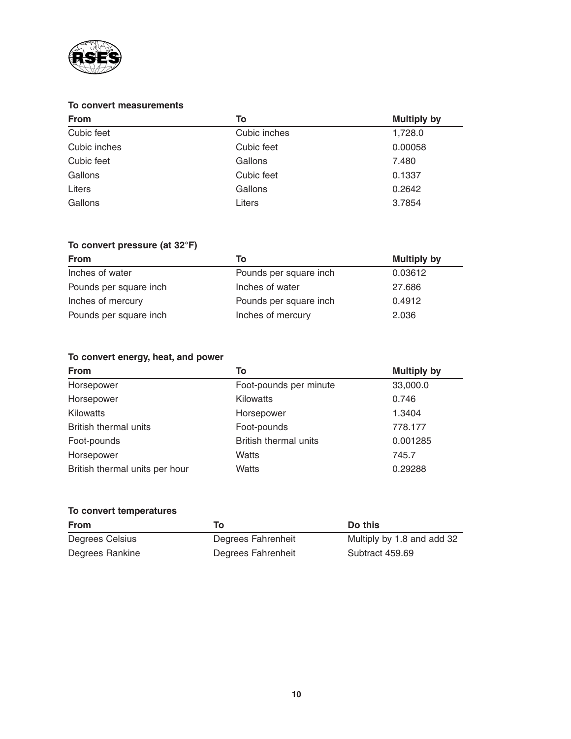**To convert measurements**

| From | To | Multiply by |
|---|---|---|
| Cubic feet | Cubic inches | 1,728.0 |
| Cubic inches | Cubic feet | 0.00058 |
| Cubic feet | Gallons | 7.480 |
| Gallons | Cubic feet | 0.1337 |
| Liters | Gallons | 0.2642 |
| Gallons | Liters | 3.7854 |

**To convert pressure (at 32°F)**

| From | To | Multiply by |
|---|---|---|
| Inches of water | Pounds per square inch | 0.03612 |
| Pounds per square inch | Inches of water | 27.686 |
| Inches of mercury | Pounds per square inch | 0.4912 |
| Pounds per square inch | Inches of mercury | 2.036 |

**To convert energy, heat, and power**

| From | To | Multiply by |
|---|---|---|
| Horsepower | Foot-pounds per minute | 33,000.0 |
| Horsepower | Kilowatts | 0.746 |
| Kilowatts | Horsepower | 1.3404 |
| British thermal units | Foot-pounds | 778.177 |
| Foot-pounds | British thermal units | 0.001285 |
| Horsepower | Watts | 745.7 |
| British thermal units per hour | Watts | 0.29288 |

**To convert temperatures**

| From | To | Do this |
|---|---|---|
| Degrees Celsius | Degrees Fahrenheit | Multiply by 1.8 and add 32 |
| Degrees Rankine | Degrees Fahrenheit | Subtract 459.69 |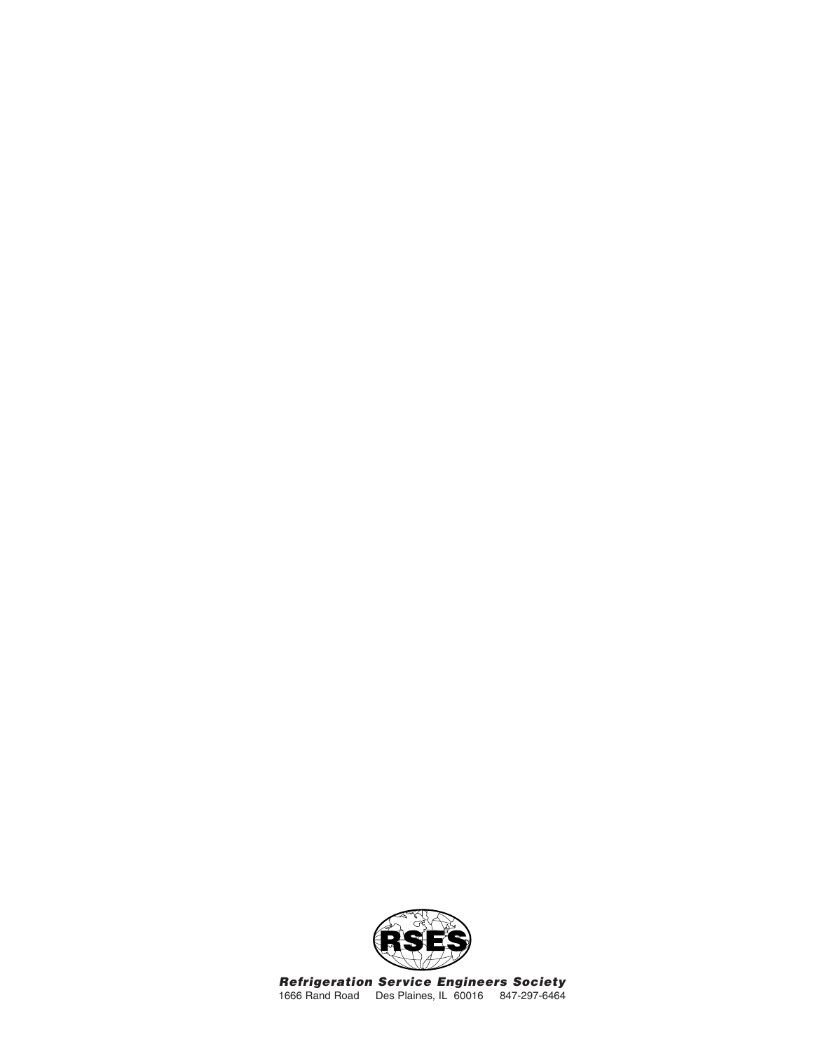RSES

***Refrigeration Service Engineers Society***

1666 Rand Road Des Plaines, IL 60016 847-297-6464